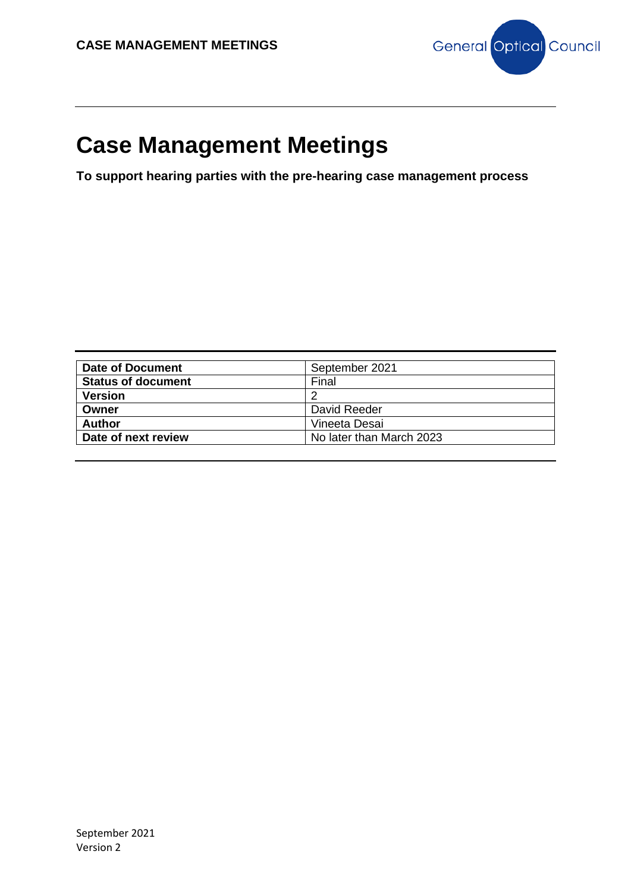# Case Management Meetings

**To support hearing parties with the pre-hearing case management process**

| Date of Document | September 2021 |
|---|---|
| Status of document | Final |
| Version | 2 |
| Owner | David Reeder |
| Author | Vineeta Desai |
| Date of next review | No later than March 2023 |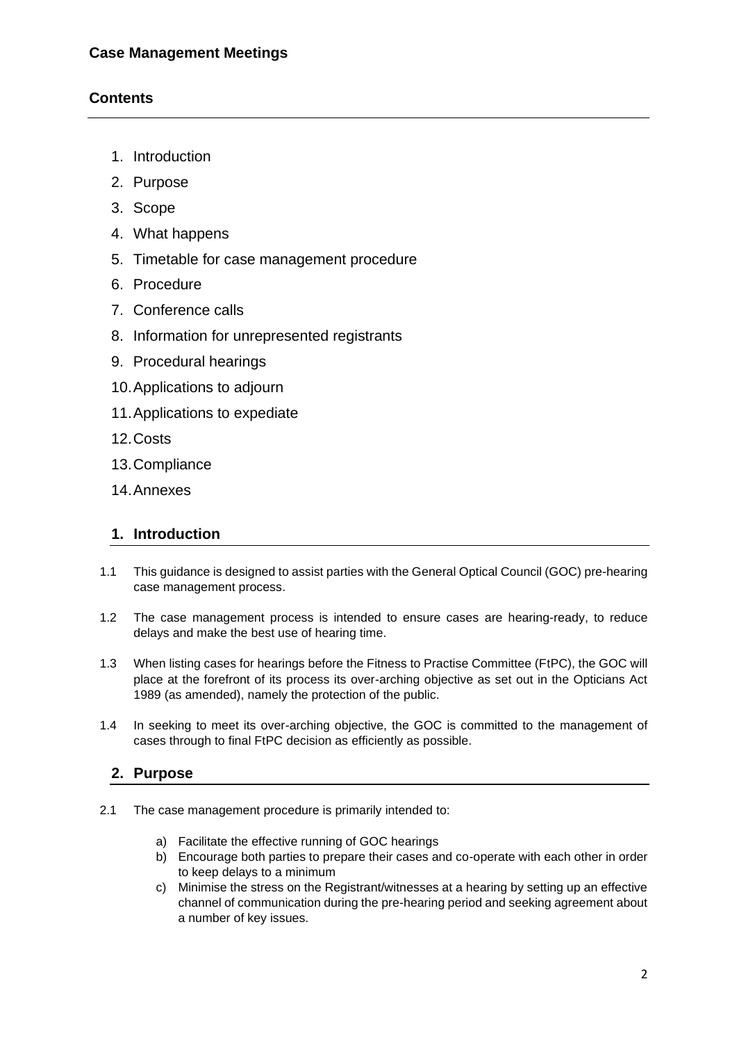## Case Management Meetings

### Contents

1. Introduction
2. Purpose
3. Scope
4. What happens
5. Timetable for case management procedure
6. Procedure
7. Conference calls
8. Information for unrepresented registrants
9. Procedural hearings
10. Applications to adjourn
11. Applications to expediate
12. Costs
13. Compliance
14. Annexes

## 1. Introduction

1.1 This guidance is designed to assist parties with the General Optical Council (GOC) pre-hearing case management process.

1.2 The case management process is intended to ensure cases are hearing-ready, to reduce delays and make the best use of hearing time.

1.3 When listing cases for hearings before the Fitness to Practise Committee (FtPC), the GOC will place at the forefront of its process its over-arching objective as set out in the Opticians Act 1989 (as amended), namely the protection of the public.

1.4 In seeking to meet its over-arching objective, the GOC is committed to the management of cases through to final FtPC decision as efficiently as possible.

## 2. Purpose

2.1 The case management procedure is primarily intended to:

a) Facilitate the effective running of GOC hearings
b) Encourage both parties to prepare their cases and co-operate with each other in order to keep delays to a minimum
c) Minimise the stress on the Registrant/witnesses at a hearing by setting up an effective channel of communication during the pre-hearing period and seeking agreement about a number of key issues.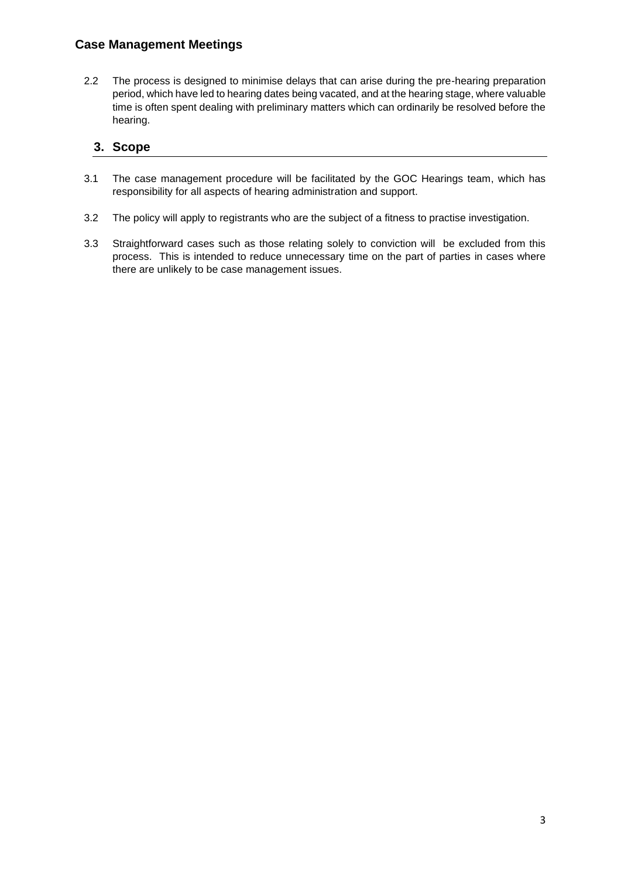## Case Management Meetings

2.2 The process is designed to minimise delays that can arise during the pre-hearing preparation period, which have led to hearing dates being vacated, and at the hearing stage, where valuable time is often spent dealing with preliminary matters which can ordinarily be resolved before the hearing.

## 3. Scope

3.1 The case management procedure will be facilitated by the GOC Hearings team, which has responsibility for all aspects of hearing administration and support.

3.2 The policy will apply to registrants who are the subject of a fitness to practise investigation.

3.3 Straightforward cases such as those relating solely to conviction will be excluded from this process. This is intended to reduce unnecessary time on the part of parties in cases where there are unlikely to be case management issues.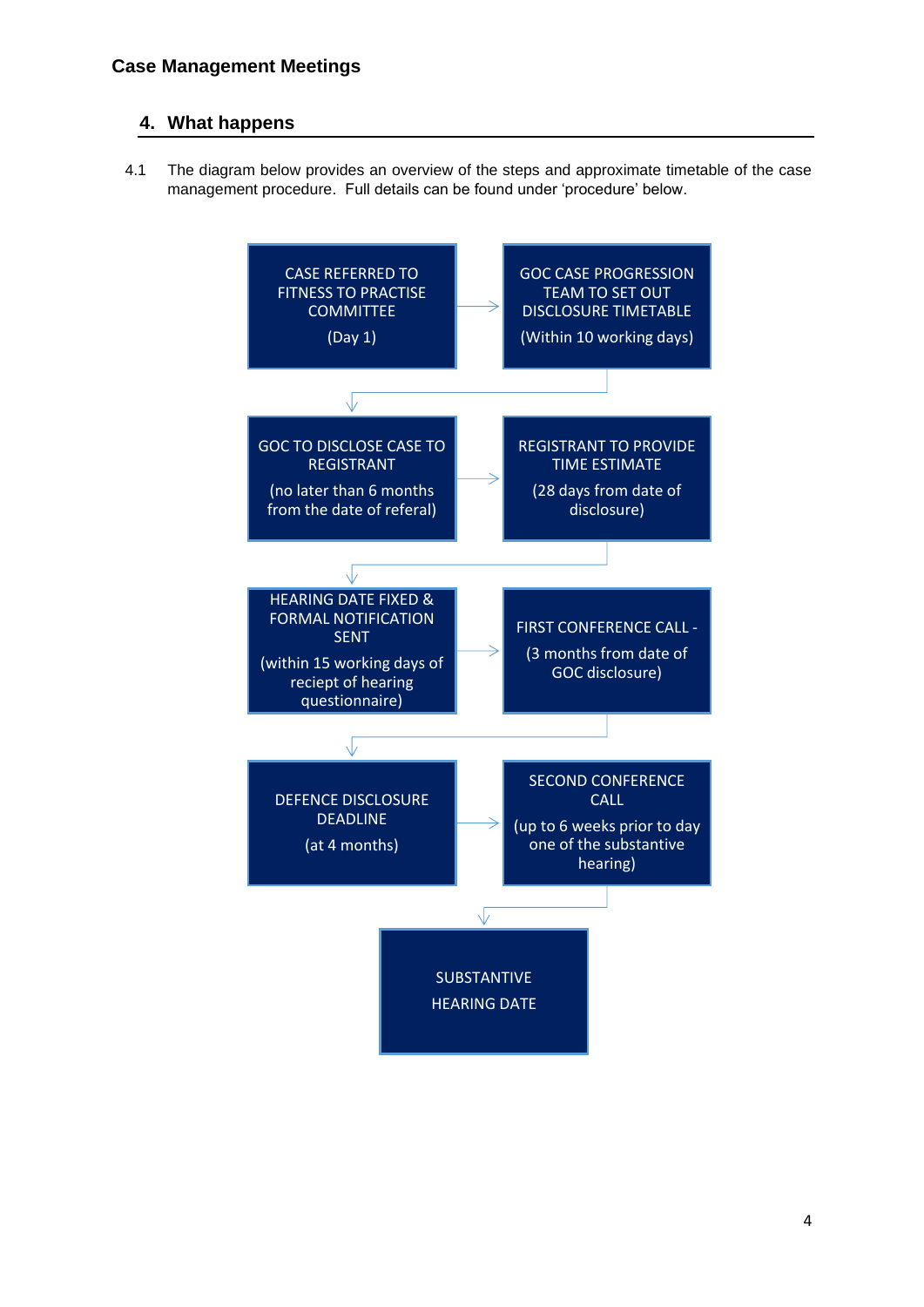## Case Management Meetings

### 4. What happens

4.1 The diagram below provides an overview of the steps and approximate timetable of the case management procedure. Full details can be found under 'procedure' below.

CASE REFERRED TO FITNESS TO PRACTISE COMMITTEE

(Day 1)

→ GOC CASE PROGRESSION TEAM TO SET OUT DISCLOSURE TIMETABLE

(Within 10 working days)

↓

GOC TO DISCLOSE CASE TO REGISTRANT

(no later than 6 months from the date of referal)

→ REGISTRANT TO PROVIDE TIME ESTIMATE

(28 days from date of disclosure)

↓

HEARING DATE FIXED & FORMAL NOTIFICATION SENT

(within 15 working days of reciept of hearing questionnaire)

→ FIRST CONFERENCE CALL -

(3 months from date of GOC disclosure)

↓

DEFENCE DISCLOSURE DEADLINE

(at 4 months)

→ SECOND CONFERENCE CALL

(up to 6 weeks prior to day one of the substantive hearing)

↓

SUBSTANTIVE HEARING DATE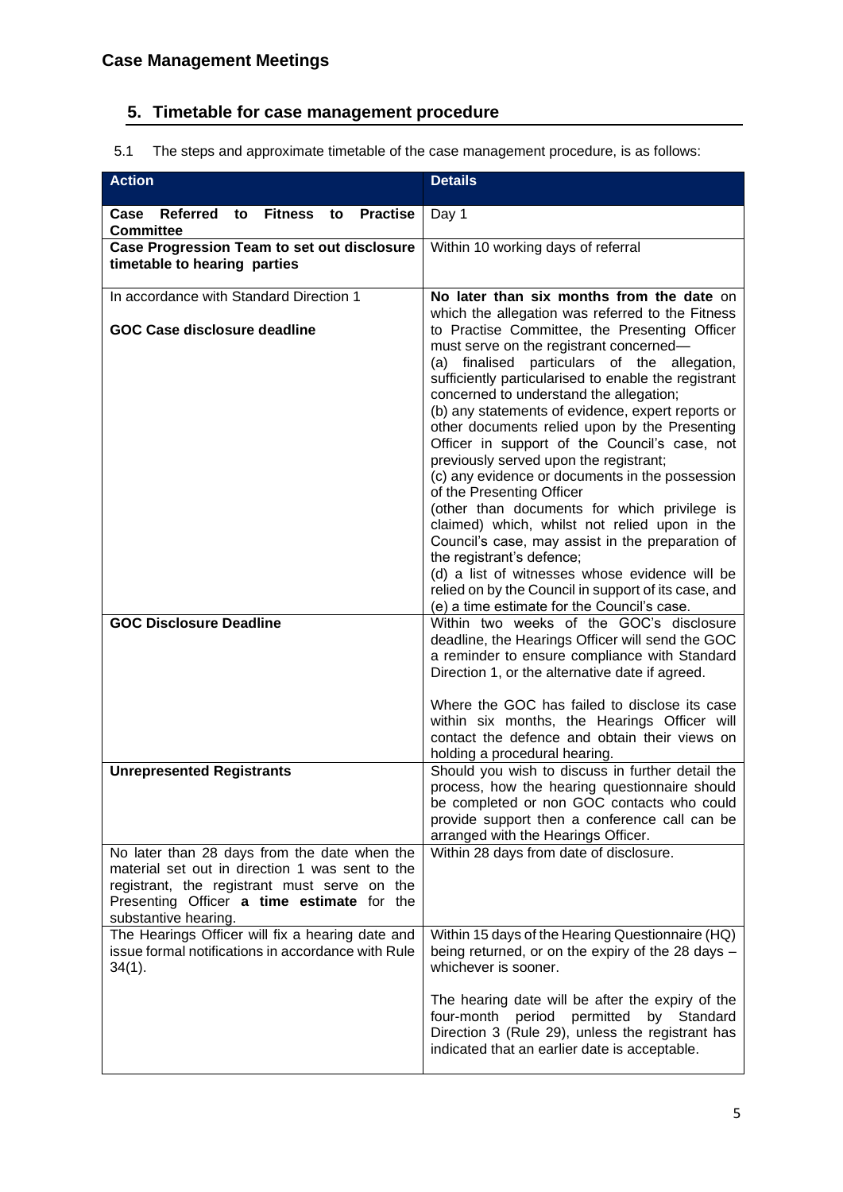## Case Management Meetings

## 5. Timetable for case management procedure

5.1 The steps and approximate timetable of the case management procedure, is as follows:

| Action | Details |
|---|---|
| **Case Referred to Fitness to Practise Committee** | Day 1 |
| **Case Progression Team to set out disclosure timetable to hearing parties** | Within 10 working days of referral |
| In accordance with Standard Direction 1<br><br>**GOC Case disclosure deadline** | **No later than six months from the date** on which the allegation was referred to the Fitness to Practise Committee, the Presenting Officer must serve on the registrant concerned—<br>(a) finalised particulars of the allegation, sufficiently particularised to enable the registrant concerned to understand the allegation;<br>(b) any statements of evidence, expert reports or other documents relied upon by the Presenting Officer in support of the Council's case, not previously served upon the registrant;<br>(c) any evidence or documents in the possession of the Presenting Officer (other than documents for which privilege is claimed) which, whilst not relied upon in the Council's case, may assist in the preparation of the registrant's defence;<br>(d) a list of witnesses whose evidence will be relied on by the Council in support of its case, and<br>(e) a time estimate for the Council's case. |
| **GOC Disclosure Deadline** | Within two weeks of the GOC's disclosure deadline, the Hearings Officer will send the GOC a reminder to ensure compliance with Standard Direction 1, or the alternative date if agreed.<br><br>Where the GOC has failed to disclose its case within six months, the Hearings Officer will contact the defence and obtain their views on holding a procedural hearing. |
| **Unrepresented Registrants** | Should you wish to discuss in further detail the process, how the hearing questionnaire should be completed or non GOC contacts who could provide support then a conference call can be arranged with the Hearings Officer. |
| No later than 28 days from the date when the material set out in direction 1 was sent to the registrant, the registrant must serve on the Presenting Officer **a time estimate** for the substantive hearing. | Within 28 days from date of disclosure. |
| The Hearings Officer will fix a hearing date and issue formal notifications in accordance with Rule 34(1). | Within 15 days of the Hearing Questionnaire (HQ) being returned, or on the expiry of the 28 days – whichever is sooner.<br><br>The hearing date will be after the expiry of the four-month period permitted by Standard Direction 3 (Rule 29), unless the registrant has indicated that an earlier date is acceptable. |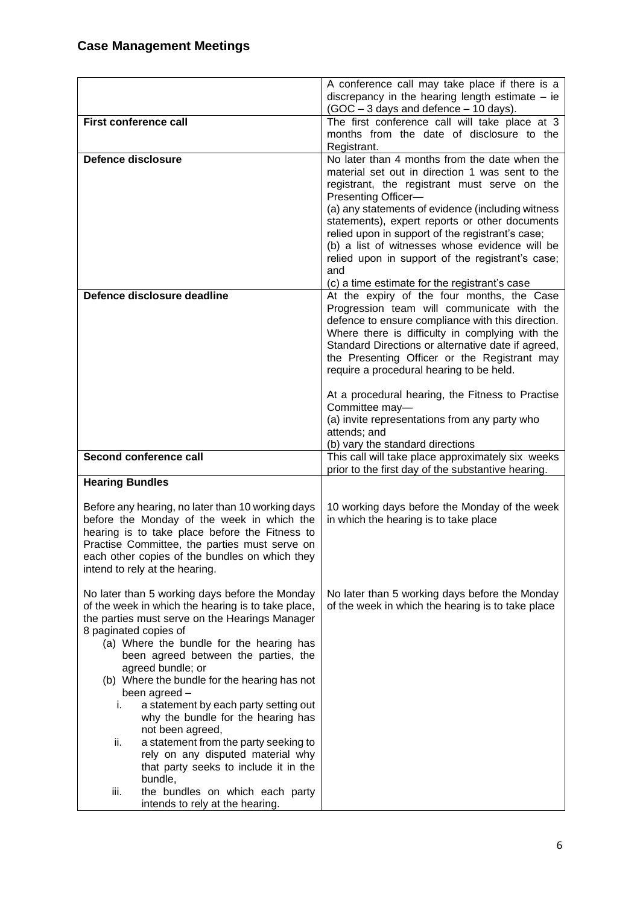## Case Management Meetings

| | |
|---|---|
| | A conference call may take place if there is a discrepancy in the hearing length estimate – ie (GOC – 3 days and defence – 10 days). |
| **First conference call** | The first conference call will take place at 3 months from the date of disclosure to the Registrant. |
| **Defence disclosure** | No later than 4 months from the date when the material set out in direction 1 was sent to the registrant, the registrant must serve on the Presenting Officer—<br>(a) any statements of evidence (including witness statements), expert reports or other documents relied upon in support of the registrant's case;<br>(b) a list of witnesses whose evidence will be relied upon in support of the registrant's case; and<br>(c) a time estimate for the registrant's case |
| **Defence disclosure deadline** | At the expiry of the four months, the Case Progression team will communicate with the defence to ensure compliance with this direction. Where there is difficulty in complying with the Standard Directions or alternative date if agreed, the Presenting Officer or the Registrant may require a procedural hearing to be held.<br><br>At a procedural hearing, the Fitness to Practise Committee may—<br>(a) invite representations from any party who attends; and<br>(b) vary the standard directions |
| **Second conference call** | This call will take place approximately six weeks prior to the first day of the substantive hearing. |
| **Hearing Bundles**<br><br>Before any hearing, no later than 10 working days before the Monday of the week in which the hearing is to take place before the Fitness to Practise Committee, the parties must serve on each other copies of the bundles on which they intend to rely at the hearing. | 10 working days before the Monday of the week in which the hearing is to take place |
| No later than 5 working days before the Monday of the week in which the hearing is to take place, the parties must serve on the Hearings Manager 8 paginated copies of<br>(a) Where the bundle for the hearing has been agreed between the parties, the agreed bundle; or<br>(b) Where the bundle for the hearing has not been agreed –<br>i. a statement by each party setting out why the bundle for the hearing has not been agreed,<br>ii. a statement from the party seeking to rely on any disputed material why that party seeks to include it in the bundle,<br>iii. the bundles on which each party intends to rely at the hearing. | No later than 5 working days before the Monday of the week in which the hearing is to take place |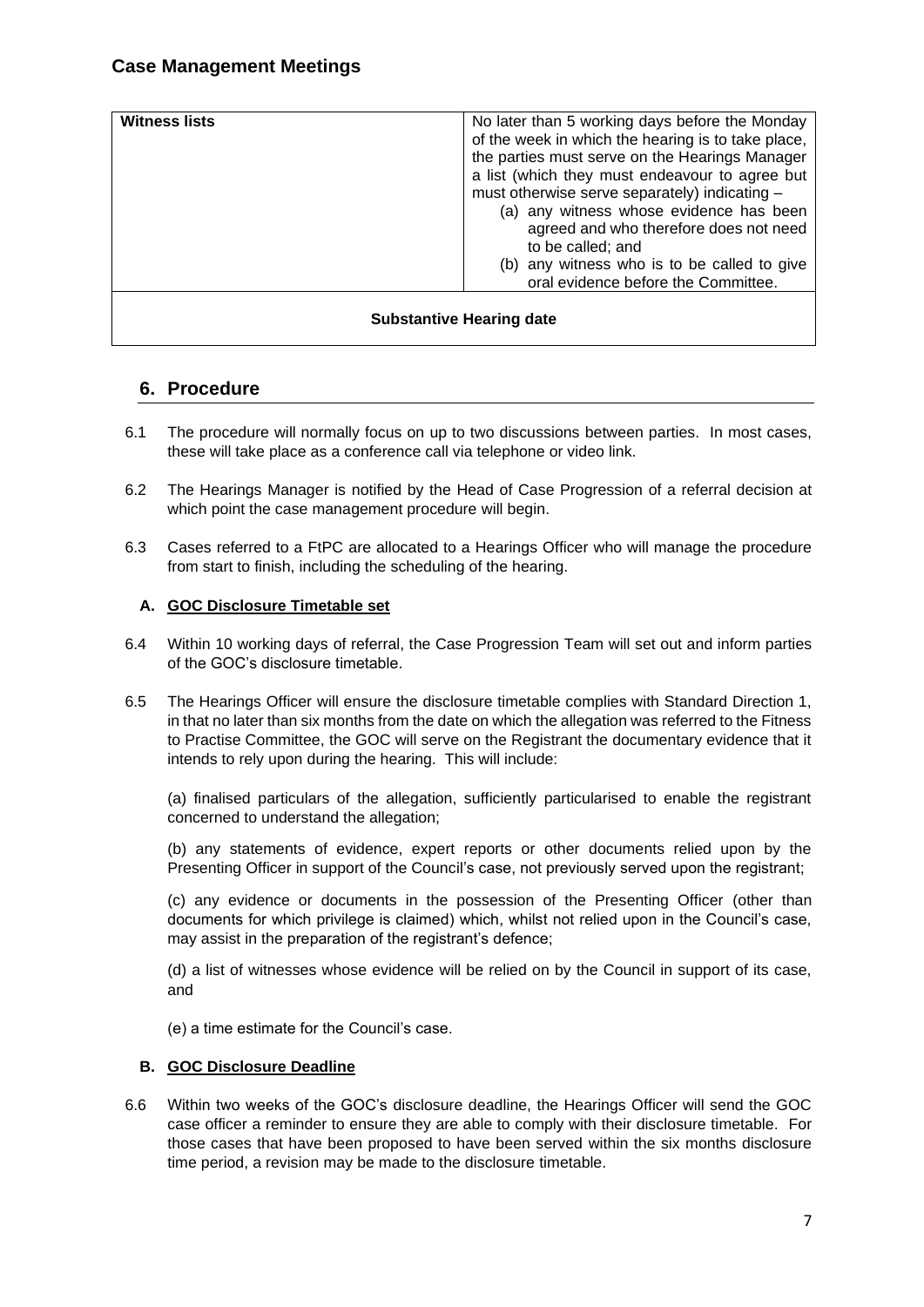## Case Management Meetings

| Witness lists | No later than 5 working days before the Monday of the week in which the hearing is to take place, the parties must serve on the Hearings Manager a list (which they must endeavour to agree but must otherwise serve separately) indicating – (a) any witness whose evidence has been agreed and who therefore does not need to be called; and (b) any witness who is to be called to give oral evidence before the Committee. |
|---|---|
| **Substantive Hearing date** | |

## 6. Procedure

6.1 The procedure will normally focus on up to two discussions between parties. In most cases, these will take place as a conference call via telephone or video link.

6.2 The Hearings Manager is notified by the Head of Case Progression of a referral decision at which point the case management procedure will begin.

6.3 Cases referred to a FtPC are allocated to a Hearings Officer who will manage the procedure from start to finish, including the scheduling of the hearing.

### A. GOC Disclosure Timetable set

6.4 Within 10 working days of referral, the Case Progression Team will set out and inform parties of the GOC's disclosure timetable.

6.5 The Hearings Officer will ensure the disclosure timetable complies with Standard Direction 1, in that no later than six months from the date on which the allegation was referred to the Fitness to Practise Committee, the GOC will serve on the Registrant the documentary evidence that it intends to rely upon during the hearing. This will include:

(a) finalised particulars of the allegation, sufficiently particularised to enable the registrant concerned to understand the allegation;

(b) any statements of evidence, expert reports or other documents relied upon by the Presenting Officer in support of the Council's case, not previously served upon the registrant;

(c) any evidence or documents in the possession of the Presenting Officer (other than documents for which privilege is claimed) which, whilst not relied upon in the Council's case, may assist in the preparation of the registrant's defence;

(d) a list of witnesses whose evidence will be relied on by the Council in support of its case, and

(e) a time estimate for the Council's case.

### B. GOC Disclosure Deadline

6.6 Within two weeks of the GOC's disclosure deadline, the Hearings Officer will send the GOC case officer a reminder to ensure they are able to comply with their disclosure timetable. For those cases that have been proposed to have been served within the six months disclosure time period, a revision may be made to the disclosure timetable.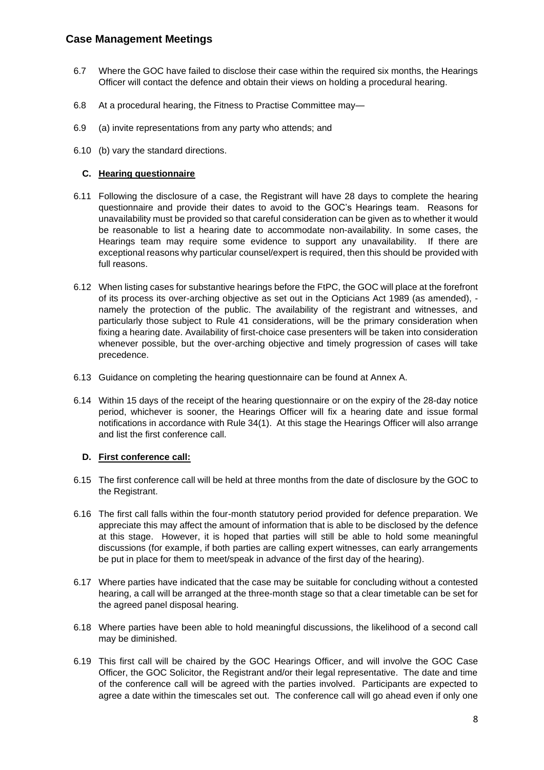## Case Management Meetings

6.7 Where the GOC have failed to disclose their case within the required six months, the Hearings Officer will contact the defence and obtain their views on holding a procedural hearing.

6.8 At a procedural hearing, the Fitness to Practise Committee may—

6.9 (a) invite representations from any party who attends; and

6.10 (b) vary the standard directions.

### C. Hearing questionnaire

6.11 Following the disclosure of a case, the Registrant will have 28 days to complete the hearing questionnaire and provide their dates to avoid to the GOC's Hearings team. Reasons for unavailability must be provided so that careful consideration can be given as to whether it would be reasonable to list a hearing date to accommodate non-availability. In some cases, the Hearings team may require some evidence to support any unavailability. If there are exceptional reasons why particular counsel/expert is required, then this should be provided with full reasons.

6.12 When listing cases for substantive hearings before the FtPC, the GOC will place at the forefront of its process its over-arching objective as set out in the Opticians Act 1989 (as amended), - namely the protection of the public. The availability of the registrant and witnesses, and particularly those subject to Rule 41 considerations, will be the primary consideration when fixing a hearing date. Availability of first-choice case presenters will be taken into consideration whenever possible, but the over-arching objective and timely progression of cases will take precedence.

6.13 Guidance on completing the hearing questionnaire can be found at Annex A.

6.14 Within 15 days of the receipt of the hearing questionnaire or on the expiry of the 28-day notice period, whichever is sooner, the Hearings Officer will fix a hearing date and issue formal notifications in accordance with Rule 34(1). At this stage the Hearings Officer will also arrange and list the first conference call.

### D. First conference call:

6.15 The first conference call will be held at three months from the date of disclosure by the GOC to the Registrant.

6.16 The first call falls within the four-month statutory period provided for defence preparation. We appreciate this may affect the amount of information that is able to be disclosed by the defence at this stage. However, it is hoped that parties will still be able to hold some meaningful discussions (for example, if both parties are calling expert witnesses, can early arrangements be put in place for them to meet/speak in advance of the first day of the hearing).

6.17 Where parties have indicated that the case may be suitable for concluding without a contested hearing, a call will be arranged at the three-month stage so that a clear timetable can be set for the agreed panel disposal hearing.

6.18 Where parties have been able to hold meaningful discussions, the likelihood of a second call may be diminished.

6.19 This first call will be chaired by the GOC Hearings Officer, and will involve the GOC Case Officer, the GOC Solicitor, the Registrant and/or their legal representative. The date and time of the conference call will be agreed with the parties involved. Participants are expected to agree a date within the timescales set out. The conference call will go ahead even if only one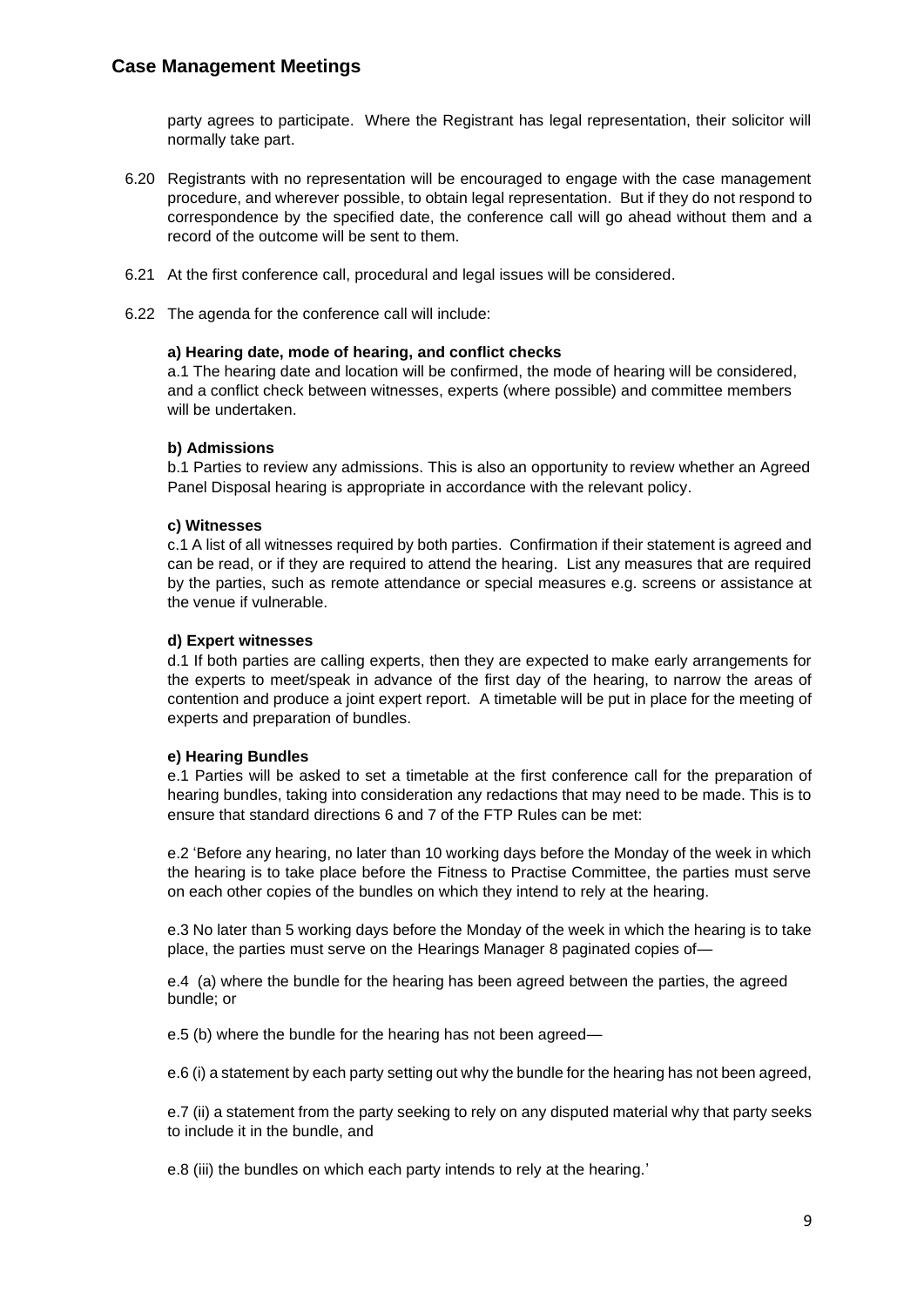party agrees to participate. Where the Registrant has legal representation, their solicitor will normally take part.

6.20 Registrants with no representation will be encouraged to engage with the case management procedure, and wherever possible, to obtain legal representation. But if they do not respond to correspondence by the specified date, the conference call will go ahead without them and a record of the outcome will be sent to them.

6.21 At the first conference call, procedural and legal issues will be considered.

6.22 The agenda for the conference call will include:

**a) Hearing date, mode of hearing, and conflict checks**

a.1 The hearing date and location will be confirmed, the mode of hearing will be considered, and a conflict check between witnesses, experts (where possible) and committee members will be undertaken.

**b) Admissions**

b.1 Parties to review any admissions. This is also an opportunity to review whether an Agreed Panel Disposal hearing is appropriate in accordance with the relevant policy.

**c) Witnesses**

c.1 A list of all witnesses required by both parties. Confirmation if their statement is agreed and can be read, or if they are required to attend the hearing. List any measures that are required by the parties, such as remote attendance or special measures e.g. screens or assistance at the venue if vulnerable.

**d) Expert witnesses**

d.1 If both parties are calling experts, then they are expected to make early arrangements for the experts to meet/speak in advance of the first day of the hearing, to narrow the areas of contention and produce a joint expert report. A timetable will be put in place for the meeting of experts and preparation of bundles.

**e) Hearing Bundles**

e.1 Parties will be asked to set a timetable at the first conference call for the preparation of hearing bundles, taking into consideration any redactions that may need to be made. This is to ensure that standard directions 6 and 7 of the FTP Rules can be met:

e.2 'Before any hearing, no later than 10 working days before the Monday of the week in which the hearing is to take place before the Fitness to Practise Committee, the parties must serve on each other copies of the bundles on which they intend to rely at the hearing.

e.3 No later than 5 working days before the Monday of the week in which the hearing is to take place, the parties must serve on the Hearings Manager 8 paginated copies of—

e.4 (a) where the bundle for the hearing has been agreed between the parties, the agreed bundle; or

e.5 (b) where the bundle for the hearing has not been agreed—

e.6 (i) a statement by each party setting out why the bundle for the hearing has not been agreed,

e.7 (ii) a statement from the party seeking to rely on any disputed material why that party seeks to include it in the bundle, and

e.8 (iii) the bundles on which each party intends to rely at the hearing.'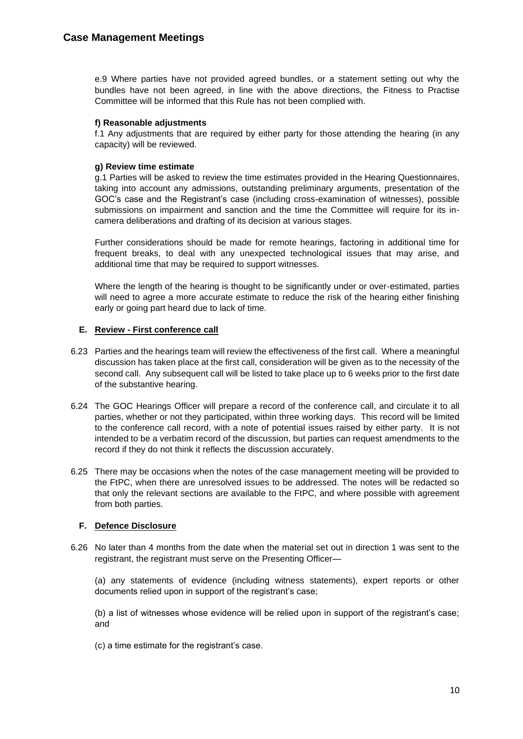e.9 Where parties have not provided agreed bundles, or a statement setting out why the bundles have not been agreed, in line with the above directions, the Fitness to Practise Committee will be informed that this Rule has not been complied with.

**f) Reasonable adjustments**

f.1 Any adjustments that are required by either party for those attending the hearing (in any capacity) will be reviewed.

**g) Review time estimate**

g.1 Parties will be asked to review the time estimates provided in the Hearing Questionnaires, taking into account any admissions, outstanding preliminary arguments, presentation of the GOC's case and the Registrant's case (including cross-examination of witnesses), possible submissions on impairment and sanction and the time the Committee will require for its in-camera deliberations and drafting of its decision at various stages.

Further considerations should be made for remote hearings, factoring in additional time for frequent breaks, to deal with any unexpected technological issues that may arise, and additional time that may be required to support witnesses.

Where the length of the hearing is thought to be significantly under or over-estimated, parties will need to agree a more accurate estimate to reduce the risk of the hearing either finishing early or going part heard due to lack of time.

## E. Review - First conference call

6.23 Parties and the hearings team will review the effectiveness of the first call. Where a meaningful discussion has taken place at the first call, consideration will be given as to the necessity of the second call. Any subsequent call will be listed to take place up to 6 weeks prior to the first date of the substantive hearing.

6.24 The GOC Hearings Officer will prepare a record of the conference call, and circulate it to all parties, whether or not they participated, within three working days. This record will be limited to the conference call record, with a note of potential issues raised by either party. It is not intended to be a verbatim record of the discussion, but parties can request amendments to the record if they do not think it reflects the discussion accurately.

6.25 There may be occasions when the notes of the case management meeting will be provided to the FtPC, when there are unresolved issues to be addressed. The notes will be redacted so that only the relevant sections are available to the FtPC, and where possible with agreement from both parties.

## F. Defence Disclosure

6.26 No later than 4 months from the date when the material set out in direction 1 was sent to the registrant, the registrant must serve on the Presenting Officer—

(a) any statements of evidence (including witness statements), expert reports or other documents relied upon in support of the registrant's case;

(b) a list of witnesses whose evidence will be relied upon in support of the registrant's case; and

(c) a time estimate for the registrant's case.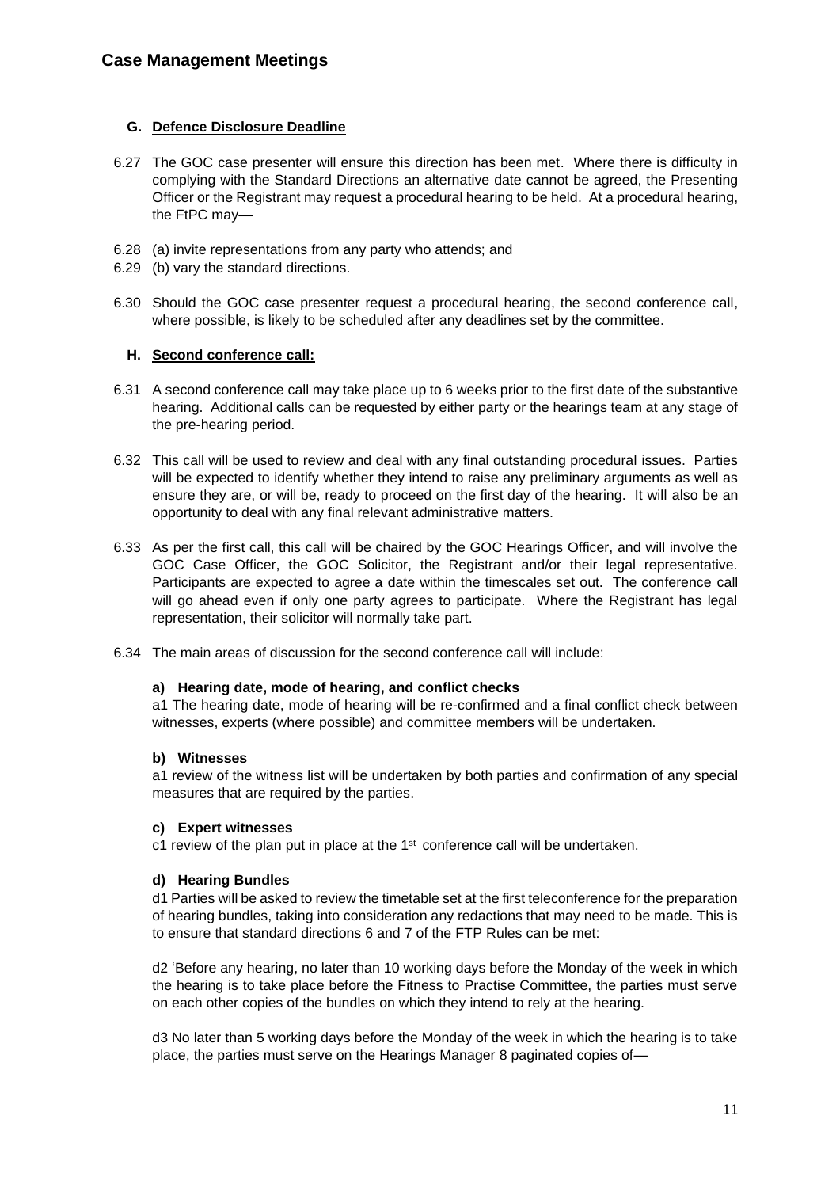### G. Defence Disclosure Deadline

6.27 The GOC case presenter will ensure this direction has been met. Where there is difficulty in complying with the Standard Directions an alternative date cannot be agreed, the Presenting Officer or the Registrant may request a procedural hearing to be held. At a procedural hearing, the FtPC may—

6.28 (a) invite representations from any party who attends; and

6.29 (b) vary the standard directions.

6.30 Should the GOC case presenter request a procedural hearing, the second conference call, where possible, is likely to be scheduled after any deadlines set by the committee.

### H. Second conference call:

6.31 A second conference call may take place up to 6 weeks prior to the first date of the substantive hearing. Additional calls can be requested by either party or the hearings team at any stage of the pre-hearing period.

6.32 This call will be used to review and deal with any final outstanding procedural issues. Parties will be expected to identify whether they intend to raise any preliminary arguments as well as ensure they are, or will be, ready to proceed on the first day of the hearing. It will also be an opportunity to deal with any final relevant administrative matters.

6.33 As per the first call, this call will be chaired by the GOC Hearings Officer, and will involve the GOC Case Officer, the GOC Solicitor, the Registrant and/or their legal representative. Participants are expected to agree a date within the timescales set out. The conference call will go ahead even if only one party agrees to participate. Where the Registrant has legal representation, their solicitor will normally take part.

6.34 The main areas of discussion for the second conference call will include:

**a) Hearing date, mode of hearing, and conflict checks**

a1 The hearing date, mode of hearing will be re-confirmed and a final conflict check between witnesses, experts (where possible) and committee members will be undertaken.

**b) Witnesses**

a1 review of the witness list will be undertaken by both parties and confirmation of any special measures that are required by the parties.

**c) Expert witnesses**

c1 review of the plan put in place at the 1st conference call will be undertaken.

**d) Hearing Bundles**

d1 Parties will be asked to review the timetable set at the first teleconference for the preparation of hearing bundles, taking into consideration any redactions that may need to be made. This is to ensure that standard directions 6 and 7 of the FTP Rules can be met:

d2 'Before any hearing, no later than 10 working days before the Monday of the week in which the hearing is to take place before the Fitness to Practise Committee, the parties must serve on each other copies of the bundles on which they intend to rely at the hearing.

d3 No later than 5 working days before the Monday of the week in which the hearing is to take place, the parties must serve on the Hearings Manager 8 paginated copies of—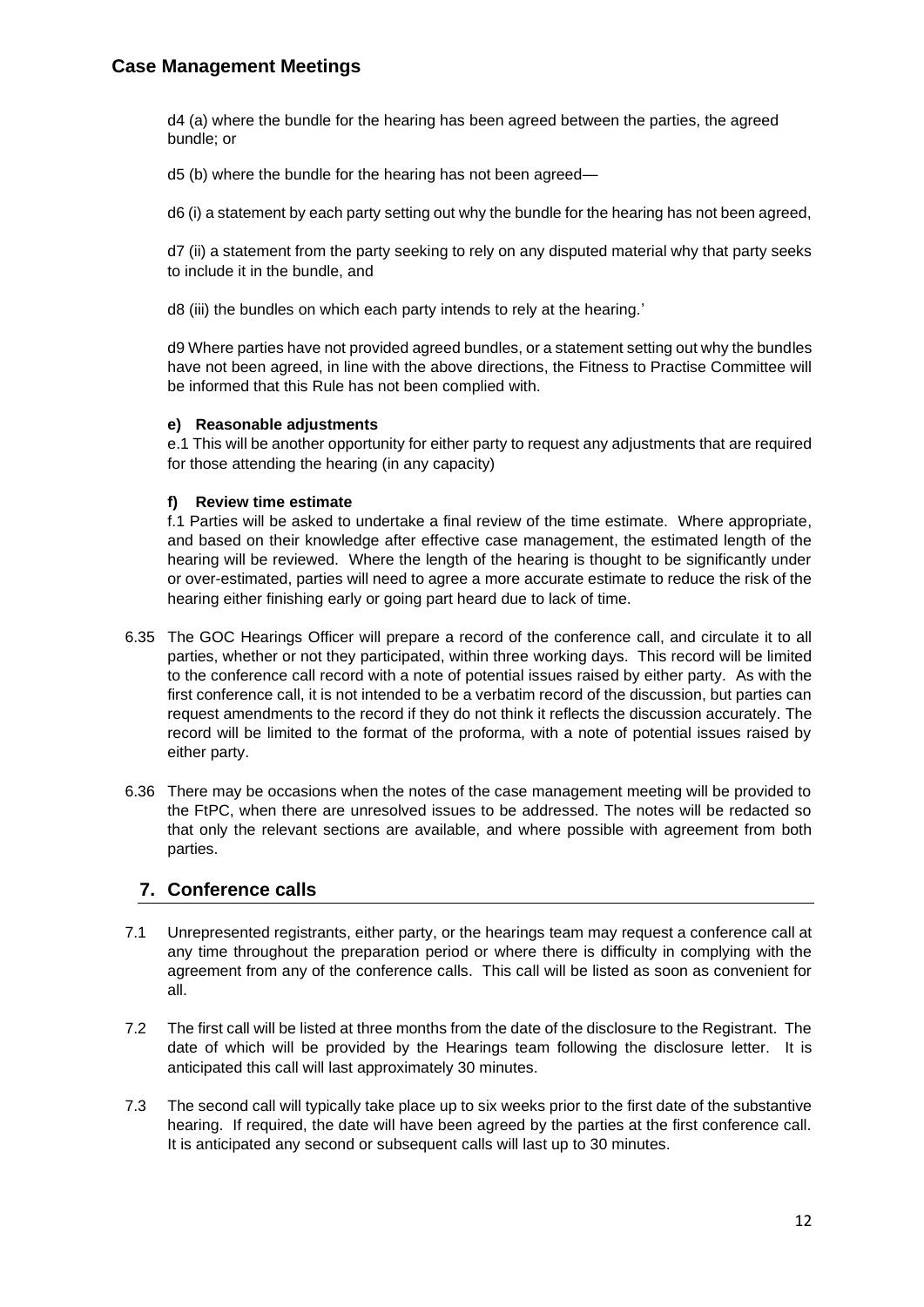d4 (a) where the bundle for the hearing has been agreed between the parties, the agreed bundle; or

d5 (b) where the bundle for the hearing has not been agreed—

d6 (i) a statement by each party setting out why the bundle for the hearing has not been agreed,

d7 (ii) a statement from the party seeking to rely on any disputed material why that party seeks to include it in the bundle, and

d8 (iii) the bundles on which each party intends to rely at the hearing.'

d9 Where parties have not provided agreed bundles, or a statement setting out why the bundles have not been agreed, in line with the above directions, the Fitness to Practise Committee will be informed that this Rule has not been complied with.

**e) Reasonable adjustments**

e.1 This will be another opportunity for either party to request any adjustments that are required for those attending the hearing (in any capacity)

**f) Review time estimate**

f.1 Parties will be asked to undertake a final review of the time estimate. Where appropriate, and based on their knowledge after effective case management, the estimated length of the hearing will be reviewed. Where the length of the hearing is thought to be significantly under or over-estimated, parties will need to agree a more accurate estimate to reduce the risk of the hearing either finishing early or going part heard due to lack of time.

6.35 The GOC Hearings Officer will prepare a record of the conference call, and circulate it to all parties, whether or not they participated, within three working days. This record will be limited to the conference call record with a note of potential issues raised by either party. As with the first conference call, it is not intended to be a verbatim record of the discussion, but parties can request amendments to the record if they do not think it reflects the discussion accurately. The record will be limited to the format of the proforma, with a note of potential issues raised by either party.

6.36 There may be occasions when the notes of the case management meeting will be provided to the FtPC, when there are unresolved issues to be addressed. The notes will be redacted so that only the relevant sections are available, and where possible with agreement from both parties.

## 7. Conference calls

7.1 Unrepresented registrants, either party, or the hearings team may request a conference call at any time throughout the preparation period or where there is difficulty in complying with the agreement from any of the conference calls. This call will be listed as soon as convenient for all.

7.2 The first call will be listed at three months from the date of the disclosure to the Registrant. The date of which will be provided by the Hearings team following the disclosure letter. It is anticipated this call will last approximately 30 minutes.

7.3 The second call will typically take place up to six weeks prior to the first date of the substantive hearing. If required, the date will have been agreed by the parties at the first conference call. It is anticipated any second or subsequent calls will last up to 30 minutes.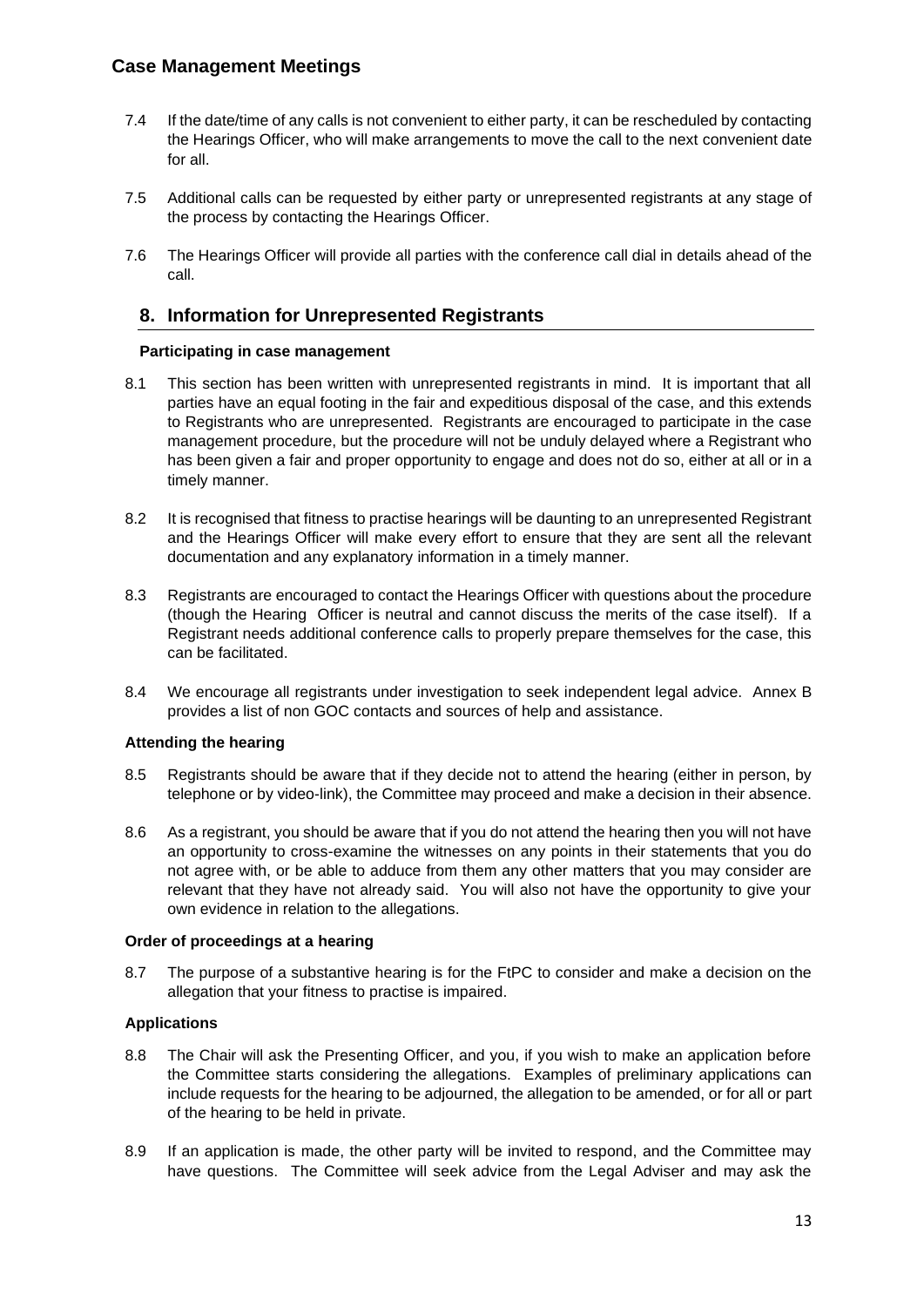## Case Management Meetings

7.4 If the date/time of any calls is not convenient to either party, it can be rescheduled by contacting the Hearings Officer, who will make arrangements to move the call to the next convenient date for all.

7.5 Additional calls can be requested by either party or unrepresented registrants at any stage of the process by contacting the Hearings Officer.

7.6 The Hearings Officer will provide all parties with the conference call dial in details ahead of the call.

## 8. Information for Unrepresented Registrants

#### Participating in case management

8.1 This section has been written with unrepresented registrants in mind. It is important that all parties have an equal footing in the fair and expeditious disposal of the case, and this extends to Registrants who are unrepresented. Registrants are encouraged to participate in the case management procedure, but the procedure will not be unduly delayed where a Registrant who has been given a fair and proper opportunity to engage and does not do so, either at all or in a timely manner.

8.2 It is recognised that fitness to practise hearings will be daunting to an unrepresented Registrant and the Hearings Officer will make every effort to ensure that they are sent all the relevant documentation and any explanatory information in a timely manner.

8.3 Registrants are encouraged to contact the Hearings Officer with questions about the procedure (though the Hearing Officer is neutral and cannot discuss the merits of the case itself). If a Registrant needs additional conference calls to properly prepare themselves for the case, this can be facilitated.

8.4 We encourage all registrants under investigation to seek independent legal advice. Annex B provides a list of non GOC contacts and sources of help and assistance.

#### Attending the hearing

8.5 Registrants should be aware that if they decide not to attend the hearing (either in person, by telephone or by video-link), the Committee may proceed and make a decision in their absence.

8.6 As a registrant, you should be aware that if you do not attend the hearing then you will not have an opportunity to cross-examine the witnesses on any points in their statements that you do not agree with, or be able to adduce from them any other matters that you may consider are relevant that they have not already said. You will also not have the opportunity to give your own evidence in relation to the allegations.

#### Order of proceedings at a hearing

8.7 The purpose of a substantive hearing is for the FtPC to consider and make a decision on the allegation that your fitness to practise is impaired.

#### Applications

8.8 The Chair will ask the Presenting Officer, and you, if you wish to make an application before the Committee starts considering the allegations. Examples of preliminary applications can include requests for the hearing to be adjourned, the allegation to be amended, or for all or part of the hearing to be held in private.

8.9 If an application is made, the other party will be invited to respond, and the Committee may have questions. The Committee will seek advice from the Legal Adviser and may ask the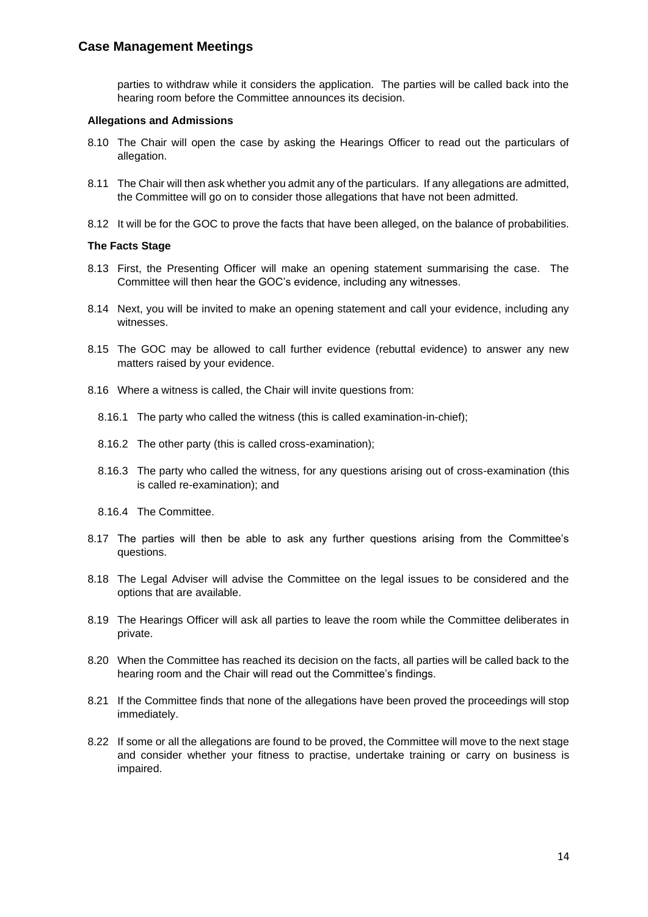parties to withdraw while it considers the application. The parties will be called back into the hearing room before the Committee announces its decision.

**Allegations and Admissions**

8.10 The Chair will open the case by asking the Hearings Officer to read out the particulars of allegation.

8.11 The Chair will then ask whether you admit any of the particulars. If any allegations are admitted, the Committee will go on to consider those allegations that have not been admitted.

8.12 It will be for the GOC to prove the facts that have been alleged, on the balance of probabilities.

**The Facts Stage**

8.13 First, the Presenting Officer will make an opening statement summarising the case. The Committee will then hear the GOC's evidence, including any witnesses.

8.14 Next, you will be invited to make an opening statement and call your evidence, including any witnesses.

8.15 The GOC may be allowed to call further evidence (rebuttal evidence) to answer any new matters raised by your evidence.

8.16 Where a witness is called, the Chair will invite questions from:

8.16.1 The party who called the witness (this is called examination-in-chief);

8.16.2 The other party (this is called cross-examination);

8.16.3 The party who called the witness, for any questions arising out of cross-examination (this is called re-examination); and

8.16.4 The Committee.

8.17 The parties will then be able to ask any further questions arising from the Committee's questions.

8.18 The Legal Adviser will advise the Committee on the legal issues to be considered and the options that are available.

8.19 The Hearings Officer will ask all parties to leave the room while the Committee deliberates in private.

8.20 When the Committee has reached its decision on the facts, all parties will be called back to the hearing room and the Chair will read out the Committee's findings.

8.21 If the Committee finds that none of the allegations have been proved the proceedings will stop immediately.

8.22 If some or all the allegations are found to be proved, the Committee will move to the next stage and consider whether your fitness to practise, undertake training or carry on business is impaired.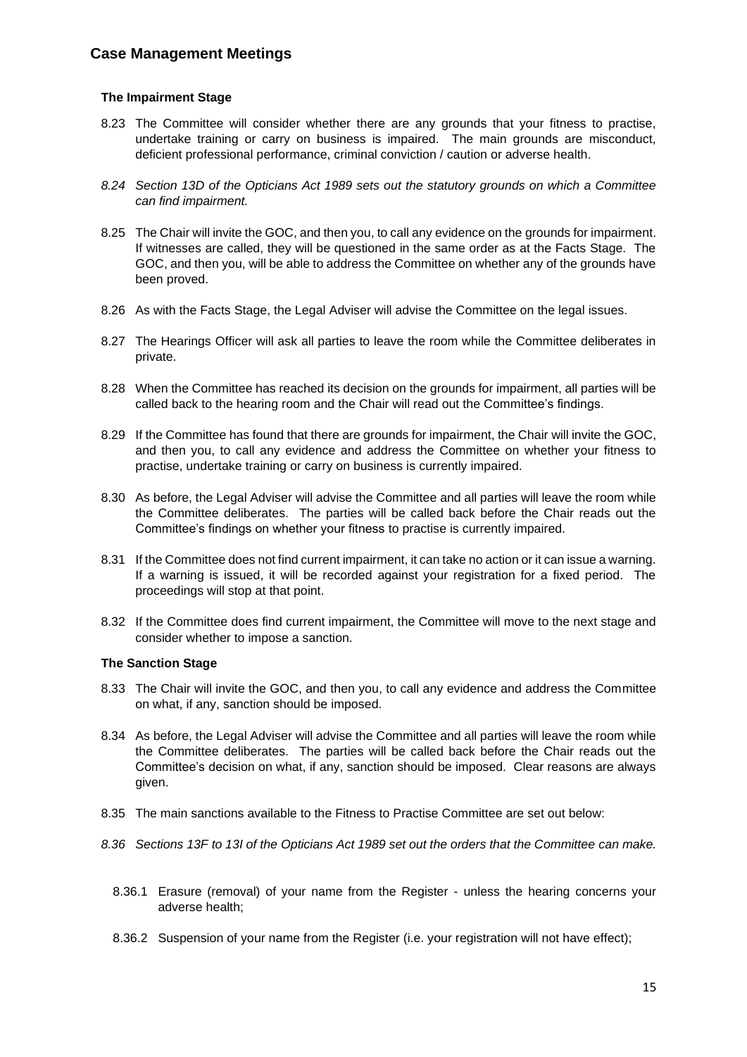## Case Management Meetings

### The Impairment Stage

8.23 The Committee will consider whether there are any grounds that your fitness to practise, undertake training or carry on business is impaired. The main grounds are misconduct, deficient professional performance, criminal conviction / caution or adverse health.

*8.24 Section 13D of the Opticians Act 1989 sets out the statutory grounds on which a Committee can find impairment.*

8.25 The Chair will invite the GOC, and then you, to call any evidence on the grounds for impairment. If witnesses are called, they will be questioned in the same order as at the Facts Stage. The GOC, and then you, will be able to address the Committee on whether any of the grounds have been proved.

8.26 As with the Facts Stage, the Legal Adviser will advise the Committee on the legal issues.

8.27 The Hearings Officer will ask all parties to leave the room while the Committee deliberates in private.

8.28 When the Committee has reached its decision on the grounds for impairment, all parties will be called back to the hearing room and the Chair will read out the Committee's findings.

8.29 If the Committee has found that there are grounds for impairment, the Chair will invite the GOC, and then you, to call any evidence and address the Committee on whether your fitness to practise, undertake training or carry on business is currently impaired.

8.30 As before, the Legal Adviser will advise the Committee and all parties will leave the room while the Committee deliberates. The parties will be called back before the Chair reads out the Committee's findings on whether your fitness to practise is currently impaired.

8.31 If the Committee does not find current impairment, it can take no action or it can issue a warning. If a warning is issued, it will be recorded against your registration for a fixed period. The proceedings will stop at that point.

8.32 If the Committee does find current impairment, the Committee will move to the next stage and consider whether to impose a sanction.

### The Sanction Stage

8.33 The Chair will invite the GOC, and then you, to call any evidence and address the Committee on what, if any, sanction should be imposed.

8.34 As before, the Legal Adviser will advise the Committee and all parties will leave the room while the Committee deliberates. The parties will be called back before the Chair reads out the Committee's decision on what, if any, sanction should be imposed. Clear reasons are always given.

8.35 The main sanctions available to the Fitness to Practise Committee are set out below:

*8.36 Sections 13F to 13I of the Opticians Act 1989 set out the orders that the Committee can make.*

8.36.1 Erasure (removal) of your name from the Register - unless the hearing concerns your adverse health;

8.36.2 Suspension of your name from the Register (i.e. your registration will not have effect);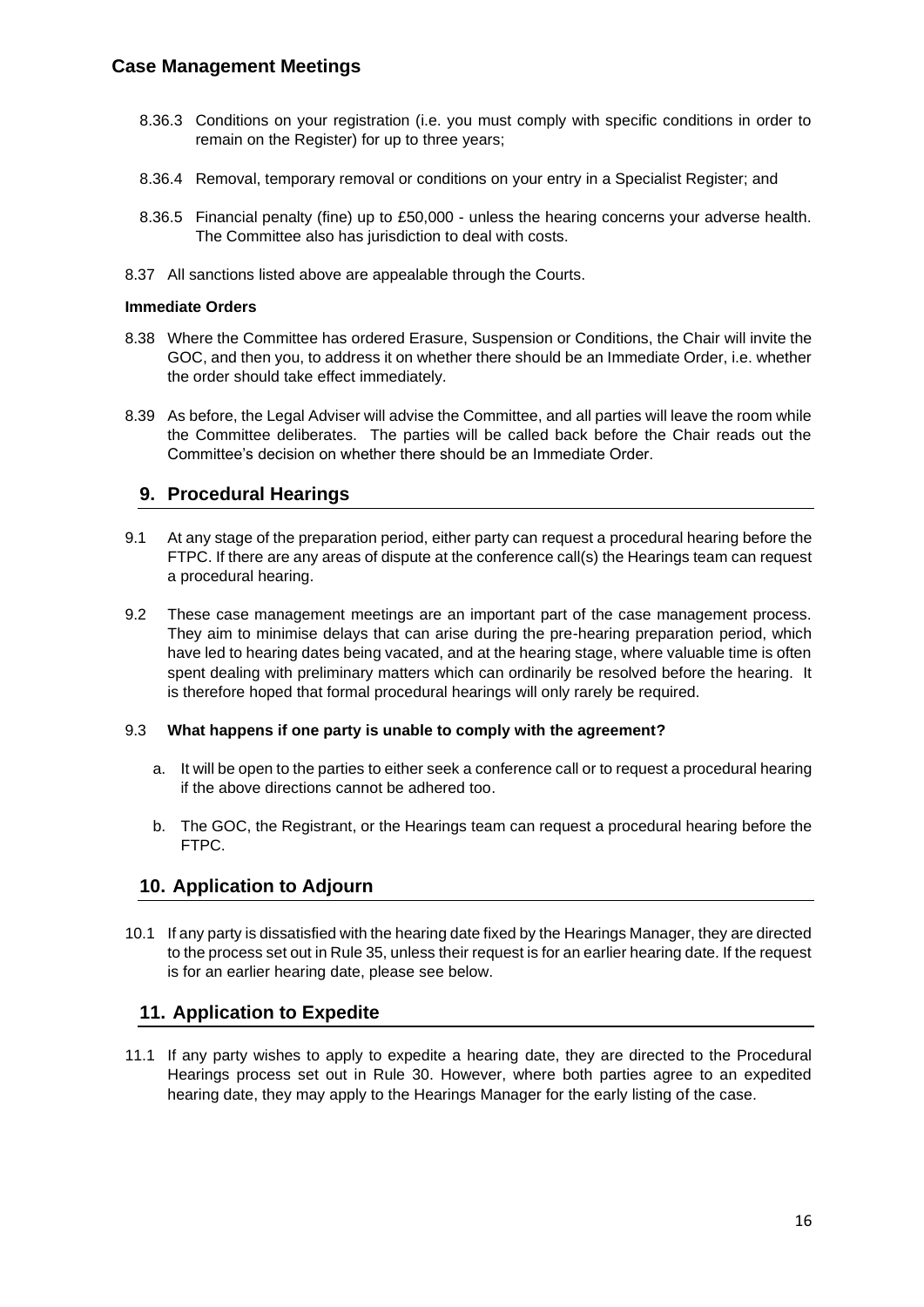- 8.36.3 Conditions on your registration (i.e. you must comply with specific conditions in order to remain on the Register) for up to three years;
- 8.36.4 Removal, temporary removal or conditions on your entry in a Specialist Register; and
- 8.36.5 Financial penalty (fine) up to £50,000 - unless the hearing concerns your adverse health. The Committee also has jurisdiction to deal with costs.

8.37 All sanctions listed above are appealable through the Courts.

**Immediate Orders**

8.38 Where the Committee has ordered Erasure, Suspension or Conditions, the Chair will invite the GOC, and then you, to address it on whether there should be an Immediate Order, i.e. whether the order should take effect immediately.

8.39 As before, the Legal Adviser will advise the Committee, and all parties will leave the room while the Committee deliberates. The parties will be called back before the Chair reads out the Committee's decision on whether there should be an Immediate Order.

## 9. Procedural Hearings

9.1 At any stage of the preparation period, either party can request a procedural hearing before the FTPC. If there are any areas of dispute at the conference call(s) the Hearings team can request a procedural hearing.

9.2 These case management meetings are an important part of the case management process. They aim to minimise delays that can arise during the pre-hearing preparation period, which have led to hearing dates being vacated, and at the hearing stage, where valuable time is often spent dealing with preliminary matters which can ordinarily be resolved before the hearing. It is therefore hoped that formal procedural hearings will only rarely be required.

9.3 **What happens if one party is unable to comply with the agreement?**

a. It will be open to the parties to either seek a conference call or to request a procedural hearing if the above directions cannot be adhered too.

b. The GOC, the Registrant, or the Hearings team can request a procedural hearing before the FTPC.

## 10. Application to Adjourn

10.1 If any party is dissatisfied with the hearing date fixed by the Hearings Manager, they are directed to the process set out in Rule 35, unless their request is for an earlier hearing date. If the request is for an earlier hearing date, please see below.

## 11. Application to Expedite

11.1 If any party wishes to apply to expedite a hearing date, they are directed to the Procedural Hearings process set out in Rule 30. However, where both parties agree to an expedited hearing date, they may apply to the Hearings Manager for the early listing of the case.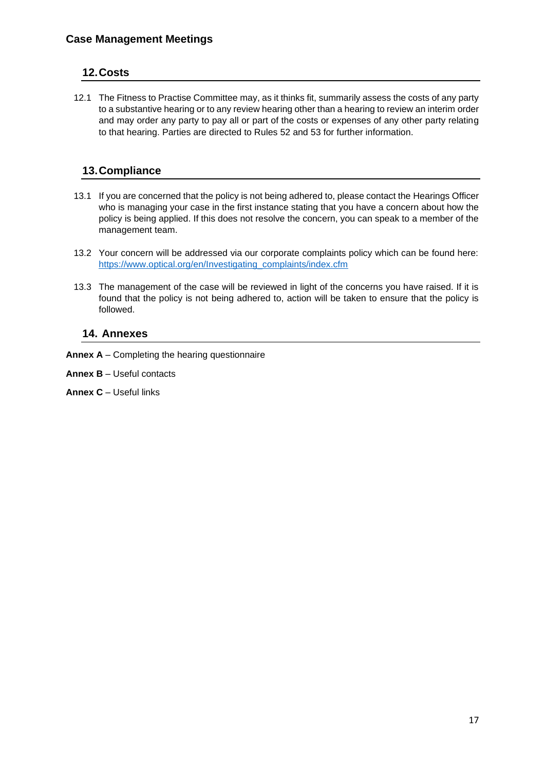## 12. Costs

12.1 The Fitness to Practise Committee may, as it thinks fit, summarily assess the costs of any party to a substantive hearing or to any review hearing other than a hearing to review an interim order and may order any party to pay all or part of the costs or expenses of any other party relating to that hearing. Parties are directed to Rules 52 and 53 for further information.

## 13. Compliance

13.1 If you are concerned that the policy is not being adhered to, please contact the Hearings Officer who is managing your case in the first instance stating that you have a concern about how the policy is being applied. If this does not resolve the concern, you can speak to a member of the management team.

13.2 Your concern will be addressed via our corporate complaints policy which can be found here: [https://www.optical.org/en/Investigating_complaints/index.cfm](https://www.optical.org/en/Investigating_complaints/index.cfm)

13.3 The management of the case will be reviewed in light of the concerns you have raised. If it is found that the policy is not being adhered to, action will be taken to ensure that the policy is followed.

## 14. Annexes

**Annex A** – Completing the hearing questionnaire

**Annex B** – Useful contacts

**Annex C** – Useful links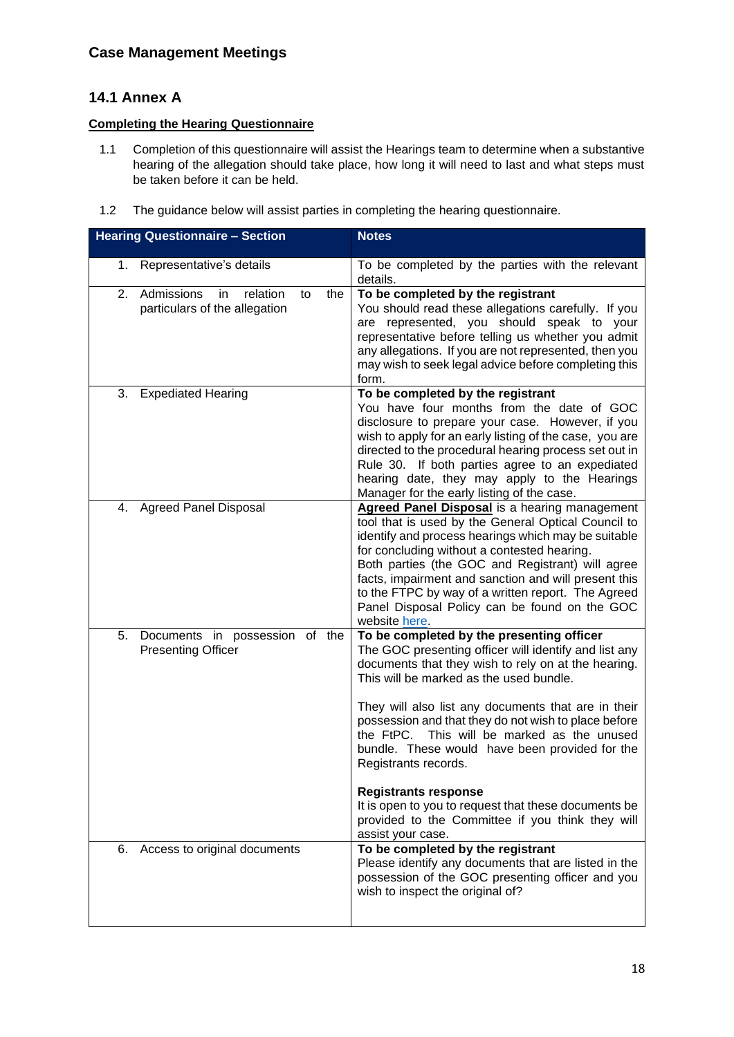## Case Management Meetings

### 14.1 Annex A

**Completing the Hearing Questionnaire**

1.1 Completion of this questionnaire will assist the Hearings team to determine when a substantive hearing of the allegation should take place, how long it will need to last and what steps must be taken before it can be held.

1.2 The guidance below will assist parties in completing the hearing questionnaire.

| Hearing Questionnaire – Section | Notes |
|---|---|
| 1. Representative's details | To be completed by the parties with the relevant details. |
| 2. Admissions in relation to the particulars of the allegation | **To be completed by the registrant**<br>You should read these allegations carefully. If you are represented, you should speak to your representative before telling us whether you admit any allegations. If you are not represented, then you may wish to seek legal advice before completing this form. |
| 3. Expediated Hearing | **To be completed by the registrant**<br>You have four months from the date of GOC disclosure to prepare your case. However, if you wish to apply for an early listing of the case, you are directed to the procedural hearing process set out in Rule 30. If both parties agree to an expediated hearing date, they may apply to the Hearings Manager for the early listing of the case. |
| 4. Agreed Panel Disposal | **Agreed Panel Disposal** is a hearing management tool that is used by the General Optical Council to identify and process hearings which may be suitable for concluding without a contested hearing.<br>Both parties (the GOC and Registrant) will agree facts, impairment and sanction and will present this to the FTPC by way of a written report. The Agreed Panel Disposal Policy can be found on the GOC website here. |
| 5. Documents in possession of the Presenting Officer | **To be completed by the presenting officer**<br>The GOC presenting officer will identify and list any documents that they wish to rely on at the hearing. This will be marked as the used bundle.<br><br>They will also list any documents that are in their possession and that they do not wish to place before the FtPC. This will be marked as the unused bundle. These would have been provided for the Registrants records.<br><br>**Registrants response**<br>It is open to you to request that these documents be provided to the Committee if you think they will assist your case. |
| 6. Access to original documents | **To be completed by the registrant**<br>Please identify any documents that are listed in the possession of the GOC presenting officer and you wish to inspect the original of? |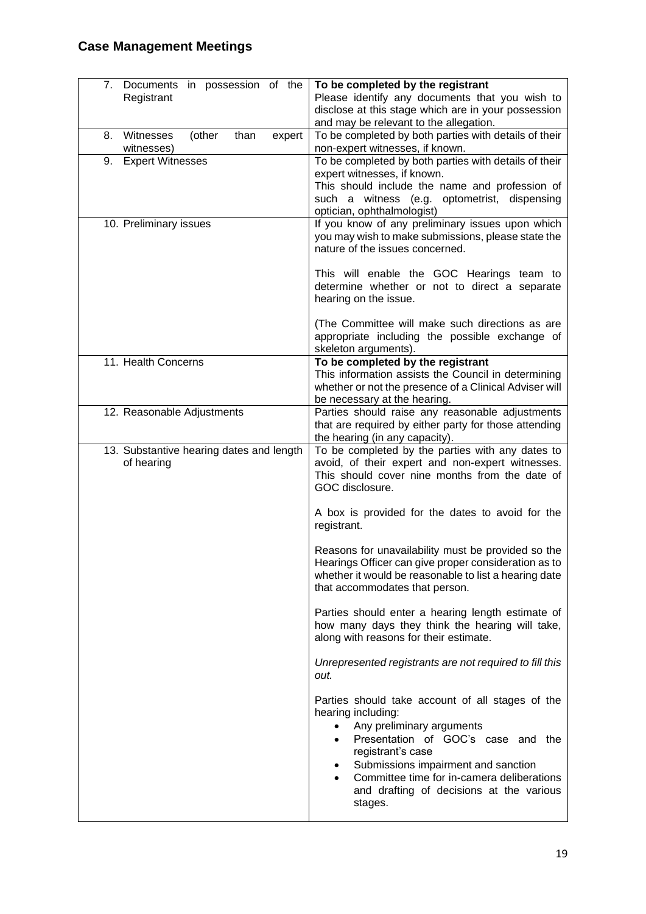## Case Management Meetings

| | |
|---|---|
| 7. Documents in possession of the Registrant | **To be completed by the registrant**<br>Please identify any documents that you wish to disclose at this stage which are in your possession and may be relevant to the allegation. |
| 8. Witnesses (other than expert witnesses) | To be completed by both parties with details of their non-expert witnesses, if known. |
| 9. Expert Witnesses | To be completed by both parties with details of their expert witnesses, if known.<br>This should include the name and profession of such a witness (e.g. optometrist, dispensing optician, ophthalmologist) |
| 10. Preliminary issues | If you know of any preliminary issues upon which you may wish to make submissions, please state the nature of the issues concerned.<br><br>This will enable the GOC Hearings team to determine whether or not to direct a separate hearing on the issue.<br><br>(The Committee will make such directions as are appropriate including the possible exchange of skeleton arguments). |
| 11. Health Concerns | **To be completed by the registrant**<br>This information assists the Council in determining whether or not the presence of a Clinical Adviser will be necessary at the hearing. |
| 12. Reasonable Adjustments | Parties should raise any reasonable adjustments that are required by either party for those attending the hearing (in any capacity). |
| 13. Substantive hearing dates and length of hearing | To be completed by the parties with any dates to avoid, of their expert and non-expert witnesses. This should cover nine months from the date of GOC disclosure.<br><br>A box is provided for the dates to avoid for the registrant.<br><br>Reasons for unavailability must be provided so the Hearings Officer can give proper consideration as to whether it would be reasonable to list a hearing date that accommodates that person.<br><br>Parties should enter a hearing length estimate of how many days they think the hearing will take, along with reasons for their estimate.<br><br>*Unrepresented registrants are not required to fill this out.*<br><br>Parties should take account of all stages of the hearing including:<br>• Any preliminary arguments<br>• Presentation of GOC's case and the registrant's case<br>• Submissions impairment and sanction<br>• Committee time for in-camera deliberations and drafting of decisions at the various stages. |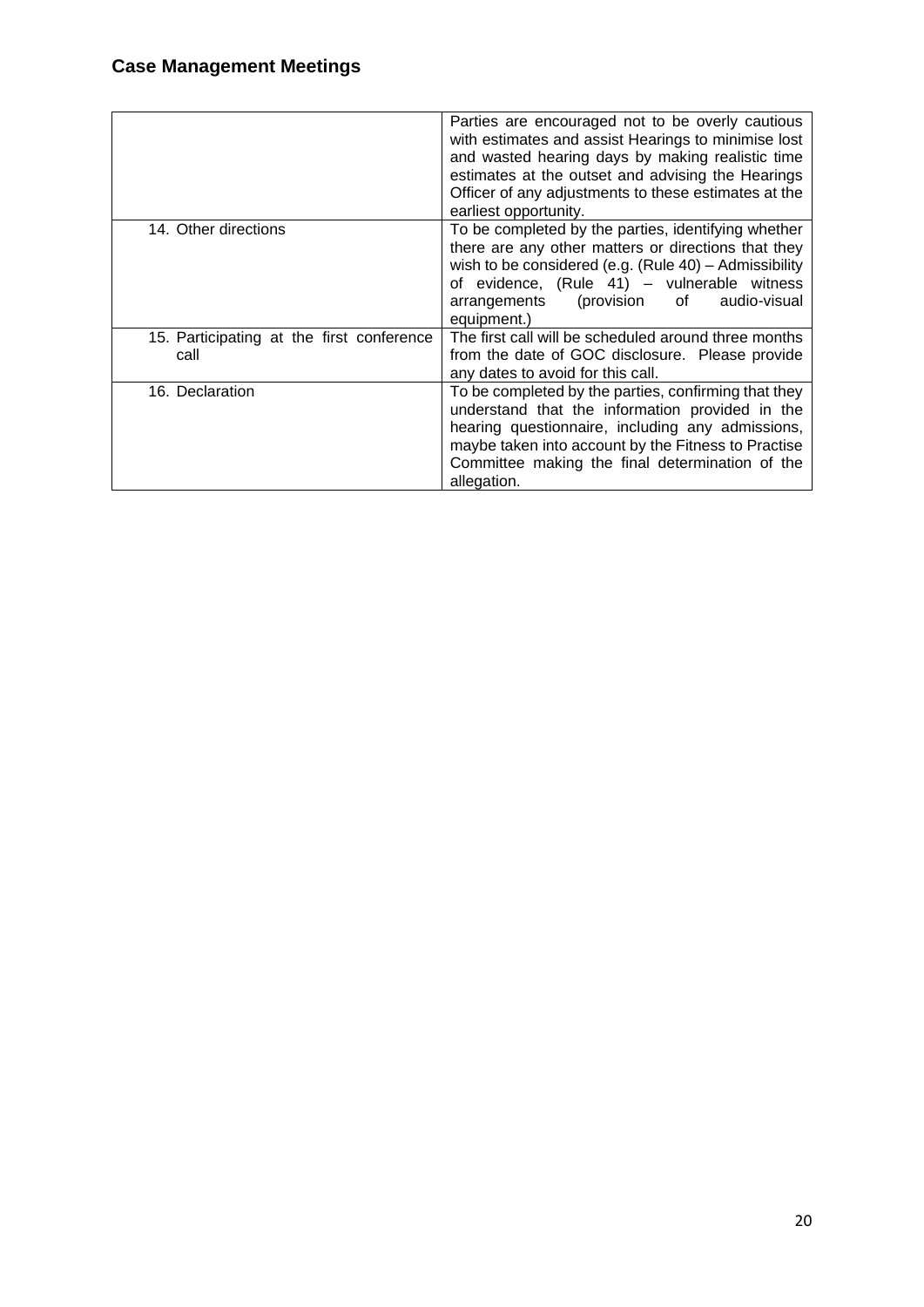## Case Management Meetings

| | |
|---|---|
| | Parties are encouraged not to be overly cautious with estimates and assist Hearings to minimise lost and wasted hearing days by making realistic time estimates at the outset and advising the Hearings Officer of any adjustments to these estimates at the earliest opportunity. |
| 14. Other directions | To be completed by the parties, identifying whether there are any other matters or directions that they wish to be considered (e.g. (Rule 40) – Admissibility of evidence, (Rule 41) – vulnerable witness arrangements (provision of audio-visual equipment.) |
| 15. Participating at the first conference call | The first call will be scheduled around three months from the date of GOC disclosure. Please provide any dates to avoid for this call. |
| 16. Declaration | To be completed by the parties, confirming that they understand that the information provided in the hearing questionnaire, including any admissions, maybe taken into account by the Fitness to Practise Committee making the final determination of the allegation. |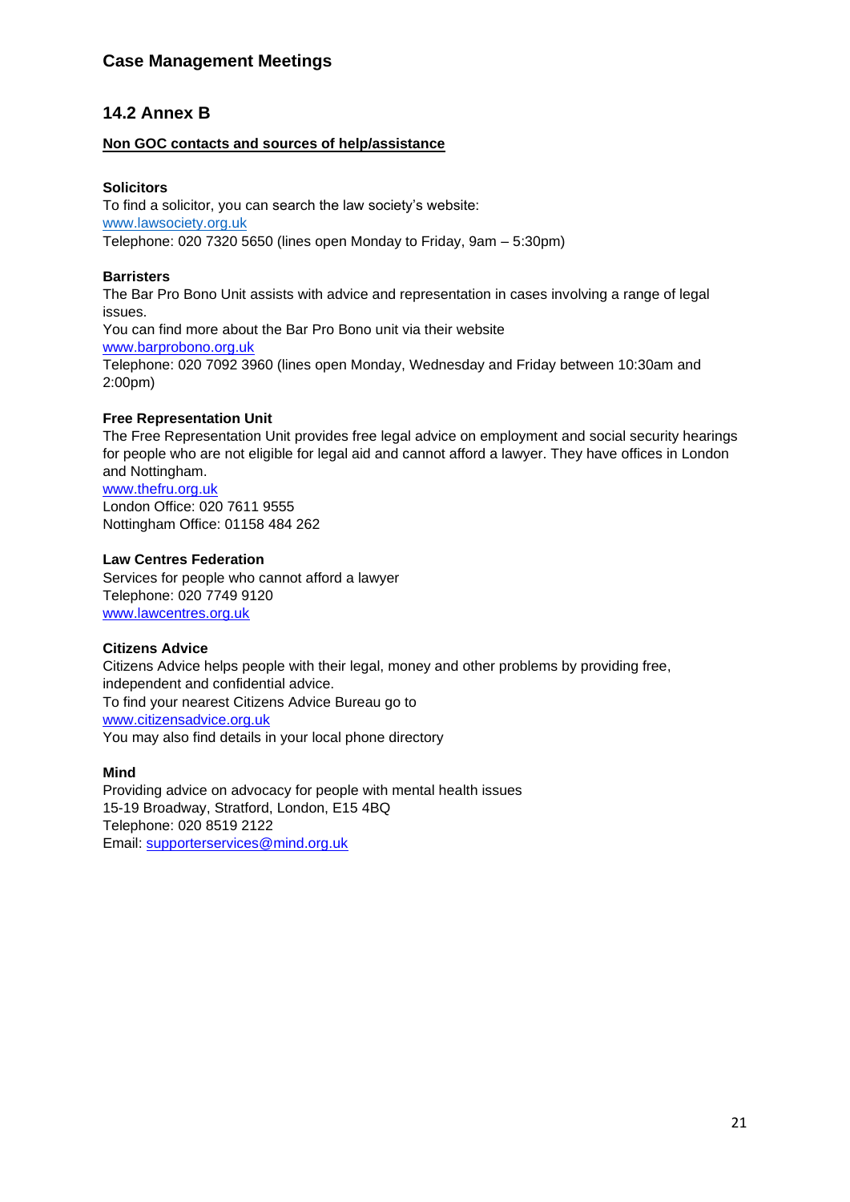## Case Management Meetings

## 14.2 Annex B

**Non GOC contacts and sources of help/assistance**

**Solicitors**
To find a solicitor, you can search the law society's website:
www.lawsociety.org.uk
Telephone: 020 7320 5650 (lines open Monday to Friday, 9am – 5:30pm)

**Barristers**
The Bar Pro Bono Unit assists with advice and representation in cases involving a range of legal issues.
You can find more about the Bar Pro Bono unit via their website
www.barprobono.org.uk
Telephone: 020 7092 3960 (lines open Monday, Wednesday and Friday between 10:30am and 2:00pm)

**Free Representation Unit**
The Free Representation Unit provides free legal advice on employment and social security hearings for people who are not eligible for legal aid and cannot afford a lawyer. They have offices in London and Nottingham.
www.thefru.org.uk
London Office: 020 7611 9555
Nottingham Office: 01158 484 262

**Law Centres Federation**
Services for people who cannot afford a lawyer
Telephone: 020 7749 9120
www.lawcentres.org.uk

**Citizens Advice**
Citizens Advice helps people with their legal, money and other problems by providing free, independent and confidential advice.
To find your nearest Citizens Advice Bureau go to
www.citizensadvice.org.uk
You may also find details in your local phone directory

**Mind**
Providing advice on advocacy for people with mental health issues
15-19 Broadway, Stratford, London, E15 4BQ
Telephone: 020 8519 2122
Email: supporterservices@mind.org.uk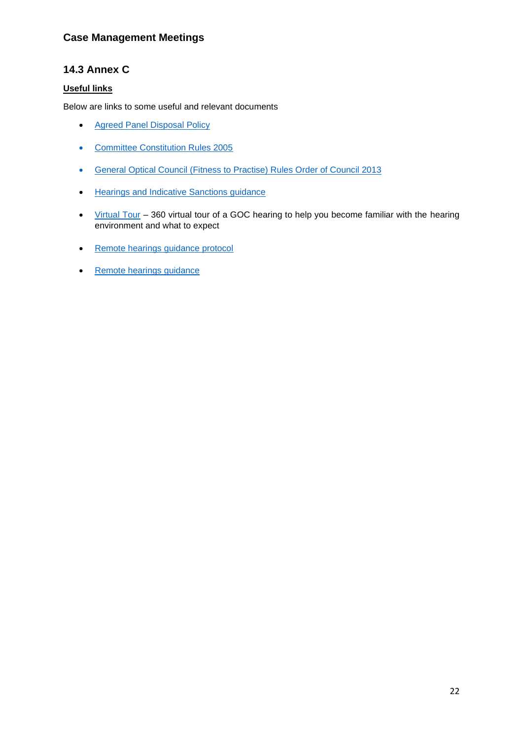## Case Management Meetings

## 14.3 Annex C

**Useful links**

Below are links to some useful and relevant documents

- Agreed Panel Disposal Policy
- Committee Constitution Rules 2005
- General Optical Council (Fitness to Practise) Rules Order of Council 2013
- Hearings and Indicative Sanctions guidance
- Virtual Tour – 360 virtual tour of a GOC hearing to help you become familiar with the hearing environment and what to expect
- Remote hearings guidance protocol
- Remote hearings guidance